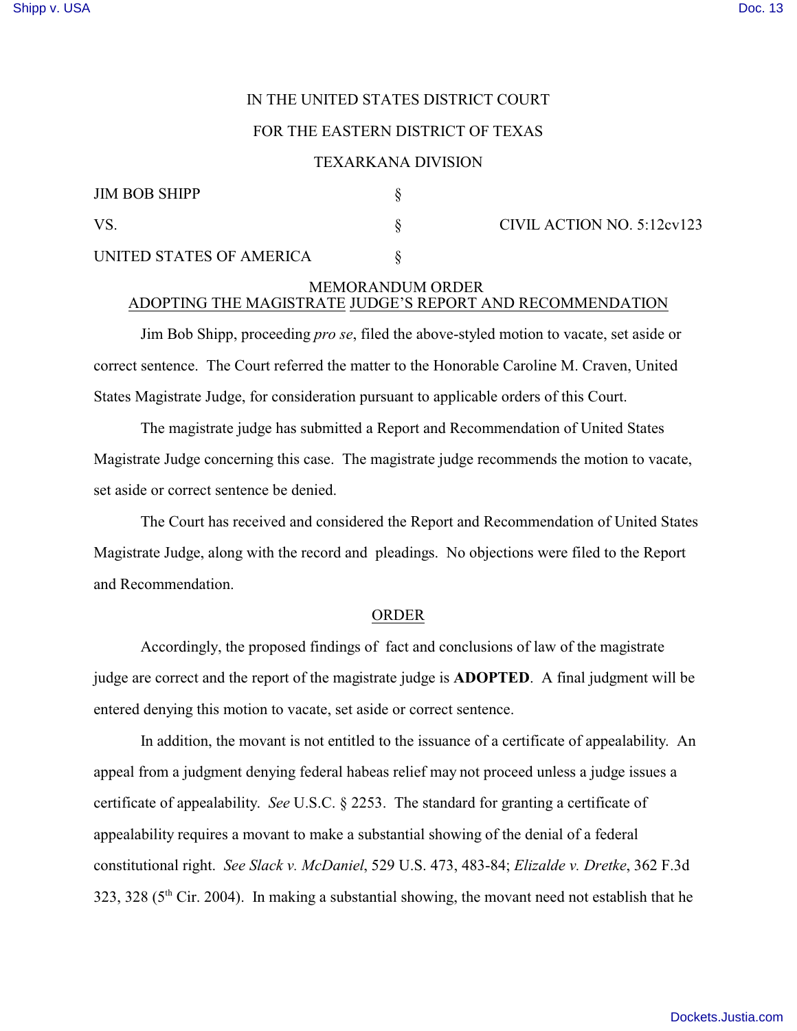IN THE UNITED STATES DISTRICT COURT

FOR THE EASTERN DISTRICT OF TEXAS

TEXARKANA DIVISION

| | | |
|---|---|---|
| JIM BOB SHIPP | § | |
| VS. | § | CIVIL ACTION NO. 5:12cv123 |
| UNITED STATES OF AMERICA | § | |

MEMORANDUM ORDER

ADOPTING THE MAGISTRATE JUDGE'S REPORT AND RECOMMENDATION

Jim Bob Shipp, proceeding *pro se*, filed the above-styled motion to vacate, set aside or correct sentence. The Court referred the matter to the Honorable Caroline M. Craven, United States Magistrate Judge, for consideration pursuant to applicable orders of this Court.

The magistrate judge has submitted a Report and Recommendation of United States Magistrate Judge concerning this case. The magistrate judge recommends the motion to vacate, set aside or correct sentence be denied.

The Court has received and considered the Report and Recommendation of United States Magistrate Judge, along with the record and pleadings. No objections were filed to the Report and Recommendation.

ORDER

Accordingly, the proposed findings of fact and conclusions of law of the magistrate judge are correct and the report of the magistrate judge is **ADOPTED**. A final judgment will be entered denying this motion to vacate, set aside or correct sentence.

In addition, the movant is not entitled to the issuance of a certificate of appealability. An appeal from a judgment denying federal habeas relief may not proceed unless a judge issues a certificate of appealability. *See* U.S.C. § 2253. The standard for granting a certificate of appealability requires a movant to make a substantial showing of the denial of a federal constitutional right. *See Slack v. McDaniel*, 529 U.S. 473, 483-84; *Elizalde v. Dretke*, 362 F.3d 323, 328 (5th Cir. 2004). In making a substantial showing, the movant need not establish that he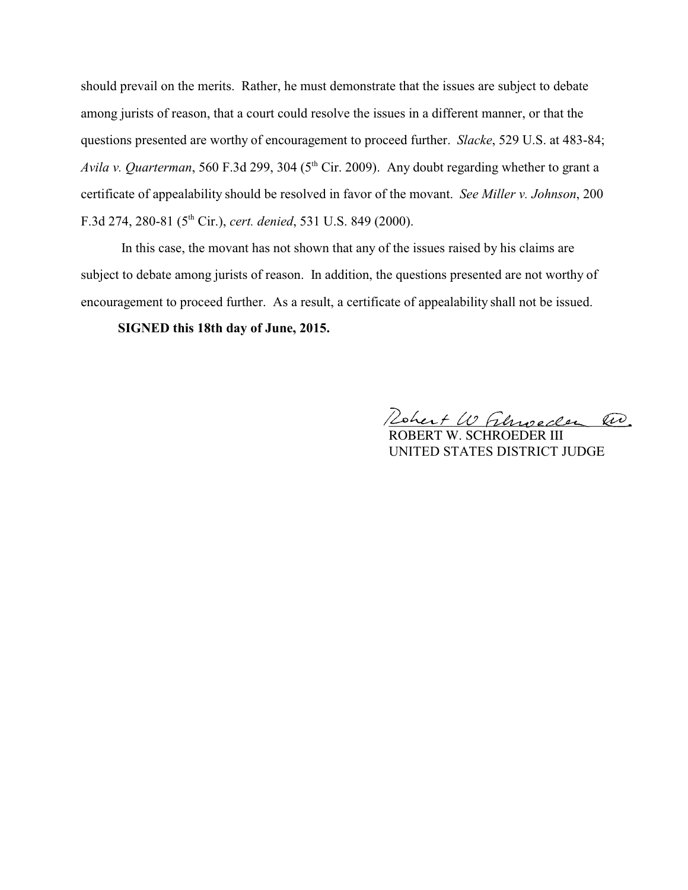should prevail on the merits. Rather, he must demonstrate that the issues are subject to debate among jurists of reason, that a court could resolve the issues in a different manner, or that the questions presented are worthy of encouragement to proceed further. *Slacke*, 529 U.S. at 483-84; *Avila v. Quarterman*, 560 F.3d 299, 304 (5th Cir. 2009). Any doubt regarding whether to grant a certificate of appealability should be resolved in favor of the movant. *See Miller v. Johnson*, 200 F.3d 274, 280-81 (5th Cir.), *cert. denied*, 531 U.S. 849 (2000).

In this case, the movant has not shown that any of the issues raised by his claims are subject to debate among jurists of reason. In addition, the questions presented are not worthy of encouragement to proceed further. As a result, a certificate of appealability shall not be issued.

**SIGNED this 18th day of June, 2015.**

ROBERT W. SCHROEDER III
UNITED STATES DISTRICT JUDGE